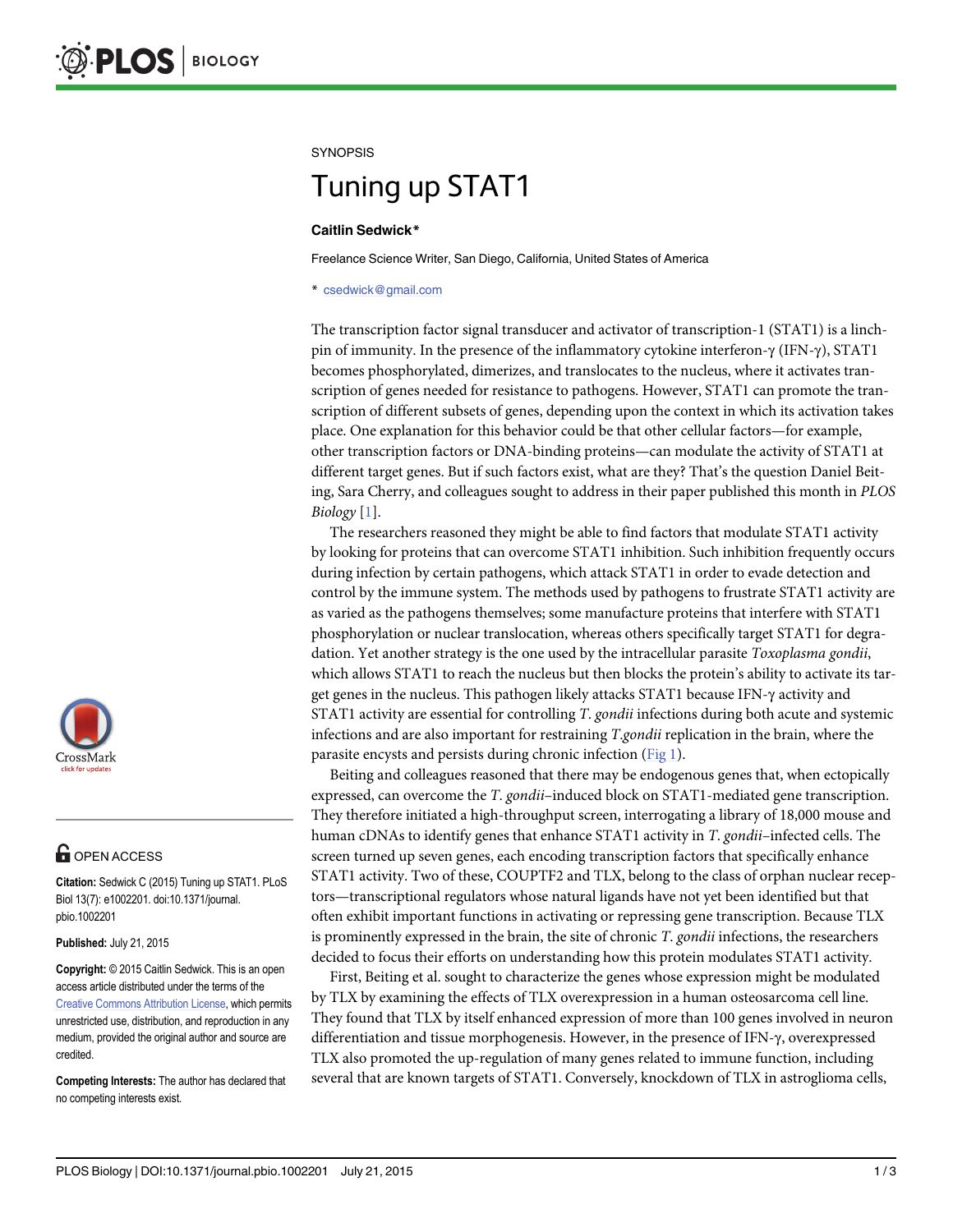SYNOPSIS

# Tuning up STAT1

**Caitlin Sedwick***

Freelance Science Writer, San Diego, California, United States of America

* csedwick@gmail.com

The transcription factor signal transducer and activator of transcription-1 (STAT1) is a linchpin of immunity. In the presence of the inflammatory cytokine interferon-γ (IFN-γ), STAT1 becomes phosphorylated, dimerizes, and translocates to the nucleus, where it activates transcription of genes needed for resistance to pathogens. However, STAT1 can promote the transcription of different subsets of genes, depending upon the context in which its activation takes place. One explanation for this behavior could be that other cellular factors—for example, other transcription factors or DNA-binding proteins—can modulate the activity of STAT1 at different target genes. But if such factors exist, what are they? That's the question Daniel Beiting, Sara Cherry, and colleagues sought to address in their paper published this month in *PLOS Biology* [1].

The researchers reasoned they might be able to find factors that modulate STAT1 activity by looking for proteins that can overcome STAT1 inhibition. Such inhibition frequently occurs during infection by certain pathogens, which attack STAT1 in order to evade detection and control by the immune system. The methods used by pathogens to frustrate STAT1 activity are as varied as the pathogens themselves; some manufacture proteins that interfere with STAT1 phosphorylation or nuclear translocation, whereas others specifically target STAT1 for degradation. Yet another strategy is the one used by the intracellular parasite *Toxoplasma gondii*, which allows STAT1 to reach the nucleus but then blocks the protein's ability to activate its target genes in the nucleus. This pathogen likely attacks STAT1 because IFN-γ activity and STAT1 activity are essential for controlling *T. gondii* infections during both acute and systemic infections and are also important for restraining *T.gondii* replication in the brain, where the parasite encysts and persists during chronic infection (Fig 1).

Beiting and colleagues reasoned that there may be endogenous genes that, when ectopically expressed, can overcome the *T. gondii*–induced block on STAT1-mediated gene transcription. They therefore initiated a high-throughput screen, interrogating a library of 18,000 mouse and human cDNAs to identify genes that enhance STAT1 activity in *T. gondii*–infected cells. The screen turned up seven genes, each encoding transcription factors that specifically enhance STAT1 activity. Two of these, COUPTF2 and TLX, belong to the class of orphan nuclear receptors—transcriptional regulators whose natural ligands have not yet been identified but that often exhibit important functions in activating or repressing gene transcription. Because TLX is prominently expressed in the brain, the site of chronic *T. gondii* infections, the researchers decided to focus their efforts on understanding how this protein modulates STAT1 activity.

First, Beiting et al. sought to characterize the genes whose expression might be modulated by TLX by examining the effects of TLX overexpression in a human osteosarcoma cell line. They found that TLX by itself enhanced expression of more than 100 genes involved in neuron differentiation and tissue morphogenesis. However, in the presence of IFN-γ, overexpressed TLX also promoted the up-regulation of many genes related to immune function, including several that are known targets of STAT1. Conversely, knockdown of TLX in astroglioma cells,

OPEN ACCESS

**Citation:** Sedwick C (2015) Tuning up STAT1. PLoS Biol 13(7): e1002201. doi:10.1371/journal.pbio.1002201

**Published:** July 21, 2015

**Copyright:** © 2015 Caitlin Sedwick. This is an open access article distributed under the terms of the Creative Commons Attribution License, which permits unrestricted use, distribution, and reproduction in any medium, provided the original author and source are credited.

**Competing Interests:** The author has declared that no competing interests exist.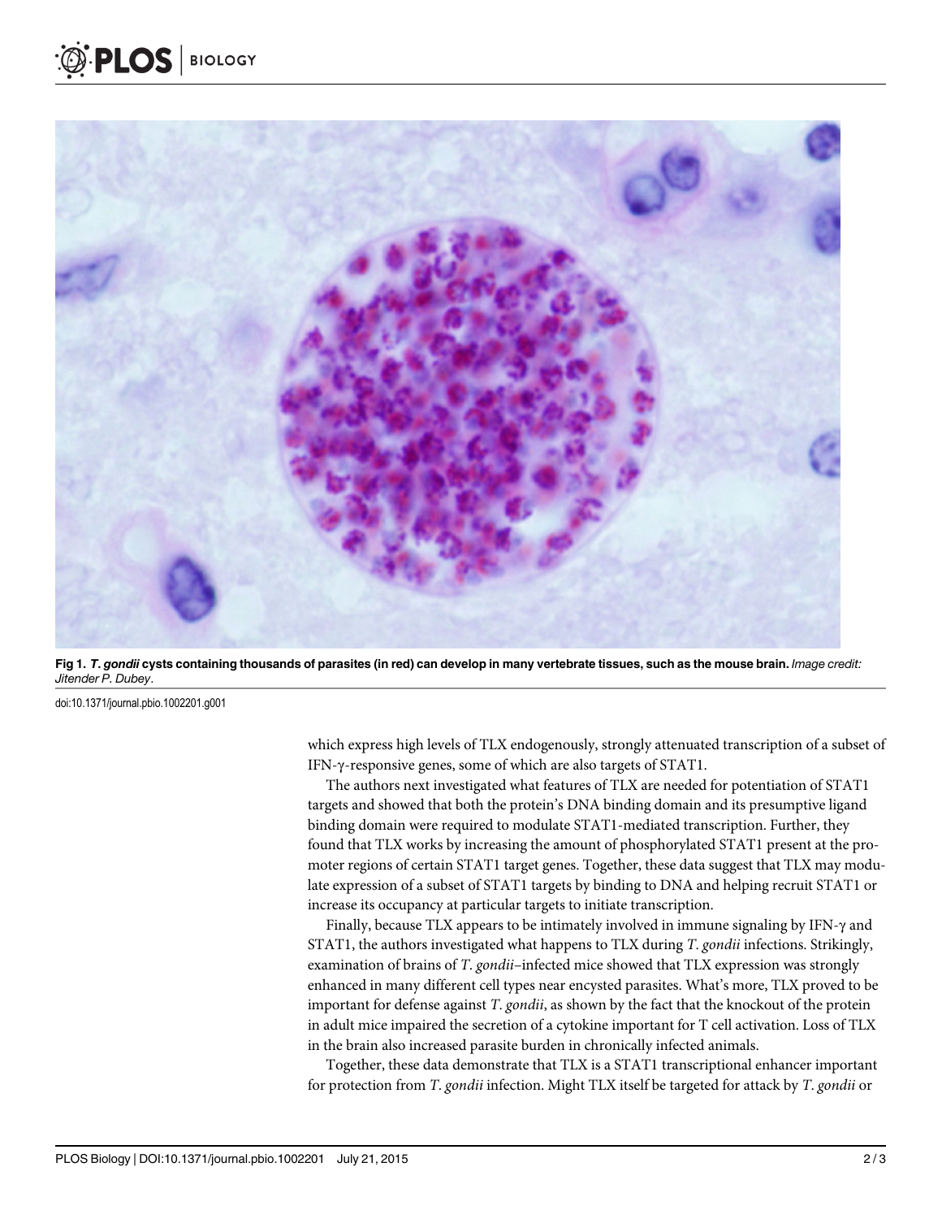**Fig 1. *T. gondii* cysts containing thousands of parasites (in red) can develop in many vertebrate tissues, such as the mouse brain.** *Image credit: Jitender P. Dubey*.

doi:10.1371/journal.pbio.1002201.g001

which express high levels of TLX endogenously, strongly attenuated transcription of a subset of IFN-γ-responsive genes, some of which are also targets of STAT1.

The authors next investigated what features of TLX are needed for potentiation of STAT1 targets and showed that both the protein's DNA binding domain and its presumptive ligand binding domain were required to modulate STAT1-mediated transcription. Further, they found that TLX works by increasing the amount of phosphorylated STAT1 present at the promoter regions of certain STAT1 target genes. Together, these data suggest that TLX may modulate expression of a subset of STAT1 targets by binding to DNA and helping recruit STAT1 or increase its occupancy at particular targets to initiate transcription.

Finally, because TLX appears to be intimately involved in immune signaling by IFN-γ and STAT1, the authors investigated what happens to TLX during *T. gondii* infections. Strikingly, examination of brains of *T. gondii*–infected mice showed that TLX expression was strongly enhanced in many different cell types near encysted parasites. What's more, TLX proved to be important for defense against *T. gondii*, as shown by the fact that the knockout of the protein in adult mice impaired the secretion of a cytokine important for T cell activation. Loss of TLX in the brain also increased parasite burden in chronically infected animals.

Together, these data demonstrate that TLX is a STAT1 transcriptional enhancer important for protection from *T. gondii* infection. Might TLX itself be targeted for attack by *T. gondii* or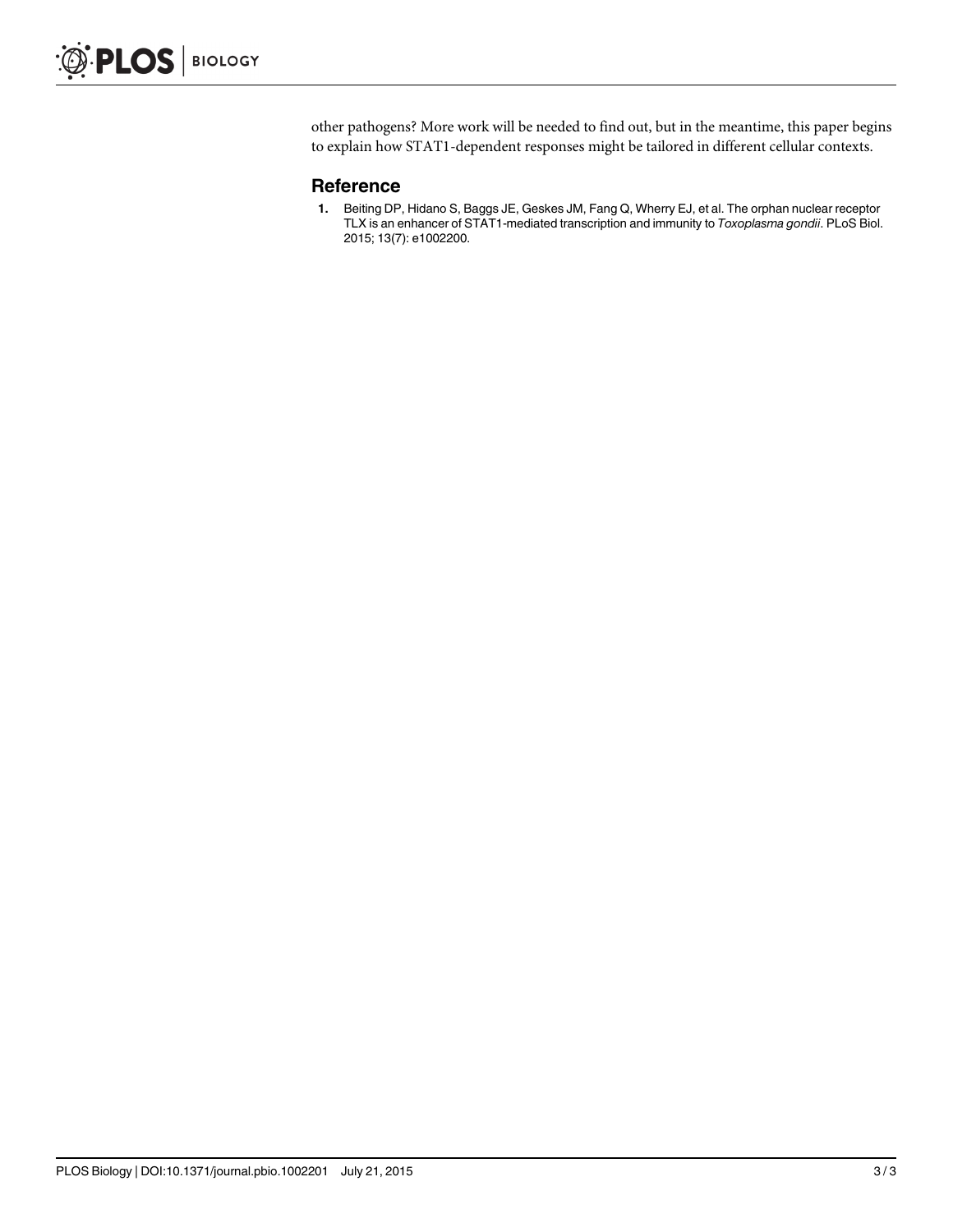other pathogens? More work will be needed to find out, but in the meantime, this paper begins to explain how STAT1-dependent responses might be tailored in different cellular contexts.

## Reference

1. Beiting DP, Hidano S, Baggs JE, Geskes JM, Fang Q, Wherry EJ, et al. The orphan nuclear receptor TLX is an enhancer of STAT1-mediated transcription and immunity to *Toxoplasma gondii*. PLoS Biol. 2015; 13(7): e1002200.